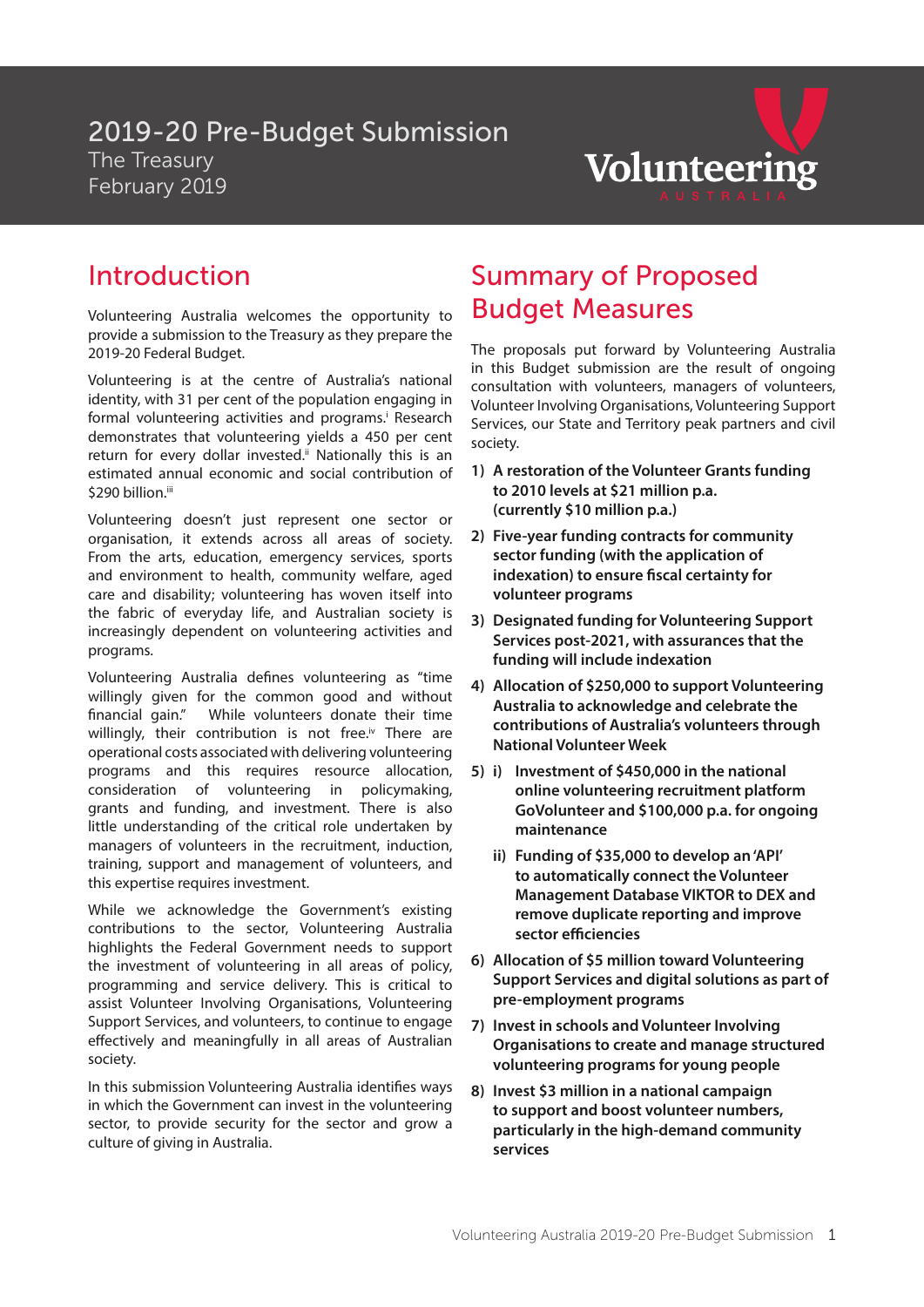# 2019-20 Pre-Budget Submission

The Treasury

February 2019

## Introduction

Volunteering Australia welcomes the opportunity to provide a submission to the Treasury as they prepare the 2019-20 Federal Budget.

Volunteering is at the centre of Australia's national identity, with 31 per cent of the population engaging in formal volunteering activities and programs.[i] Research demonstrates that volunteering yields a 450 per cent return for every dollar invested.[ii] Nationally this is an estimated annual economic and social contribution of $290 billion.[iii]

Volunteering doesn't just represent one sector or organisation, it extends across all areas of society. From the arts, education, emergency services, sports and environment to health, community welfare, aged care and disability; volunteering has woven itself into the fabric of everyday life, and Australian society is increasingly dependent on volunteering activities and programs.

Volunteering Australia defines volunteering as "time willingly given for the common good and without financial gain." While volunteers donate their time willingly, their contribution is not free.[iv] There are operational costs associated with delivering volunteering programs and this requires resource allocation, consideration of volunteering in policymaking, grants and funding, and investment. There is also little understanding of the critical role undertaken by managers of volunteers in the recruitment, induction, training, support and management of volunteers, and this expertise requires investment.

While we acknowledge the Government's existing contributions to the sector, Volunteering Australia highlights the Federal Government needs to support the investment of volunteering in all areas of policy, programming and service delivery. This is critical to assist Volunteer Involving Organisations, Volunteering Support Services, and volunteers, to continue to engage effectively and meaningfully in all areas of Australian society.

In this submission Volunteering Australia identifies ways in which the Government can invest in the volunteering sector, to provide security for the sector and grow a culture of giving in Australia.

## Summary of Proposed Budget Measures

The proposals put forward by Volunteering Australia in this Budget submission are the result of ongoing consultation with volunteers, managers of volunteers, Volunteer Involving Organisations, Volunteering Support Services, our State and Territory peak partners and civil society.

1) **A restoration of the Volunteer Grants funding to 2010 levels at $21 million p.a. (currently $10 million p.a.)**
2) **Five-year funding contracts for community sector funding (with the application of indexation) to ensure fiscal certainty for volunteer programs**
3) **Designated funding for Volunteering Support Services post-2021, with assurances that the funding will include indexation**
4) **Allocation of $250,000 to support Volunteering Australia to acknowledge and celebrate the contributions of Australia's volunteers through National Volunteer Week**
5) i) **Investment of $450,000 in the national online volunteering recruitment platform GoVolunteer and $100,000 p.a. for ongoing maintenance**

   ii) **Funding of $35,000 to develop an 'API' to automatically connect the Volunteer Management Database VIKTOR to DEX and remove duplicate reporting and improve sector efficiencies**
6) **Allocation of $5 million toward Volunteering Support Services and digital solutions as part of pre-employment programs**
7) **Invest in schools and Volunteer Involving Organisations to create and manage structured volunteering programs for young people**
8) **Invest $3 million in a national campaign to support and boost volunteer numbers, particularly in the high-demand community services**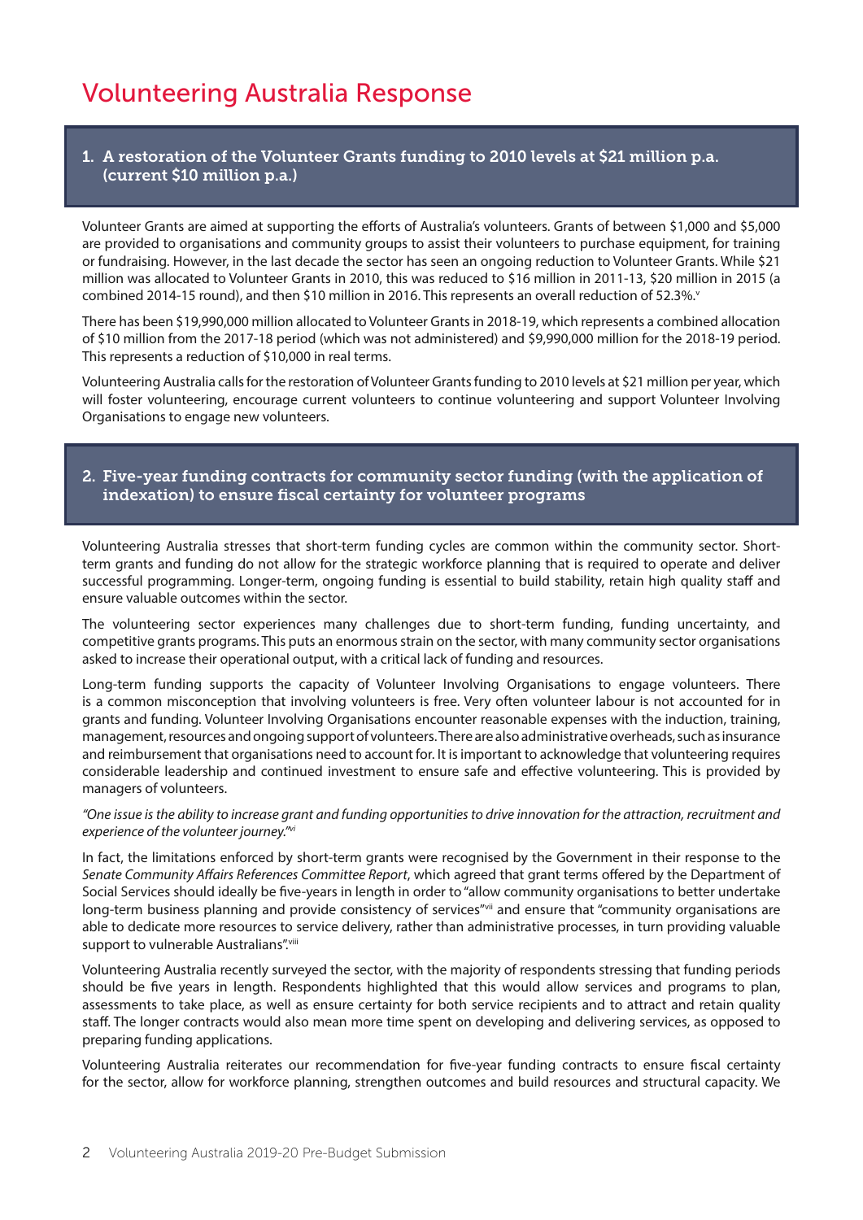# Volunteering Australia Response

## 1. A restoration of the Volunteer Grants funding to 2010 levels at $21 million p.a. (current $10 million p.a.)

Volunteer Grants are aimed at supporting the efforts of Australia's volunteers. Grants of between $1,000 and $5,000 are provided to organisations and community groups to assist their volunteers to purchase equipment, for training or fundraising. However, in the last decade the sector has seen an ongoing reduction to Volunteer Grants. While $21 million was allocated to Volunteer Grants in 2010, this was reduced to $16 million in 2011-13, $20 million in 2015 (a combined 2014-15 round), and then $10 million in 2016. This represents an overall reduction of 52.3%.[v]

There has been $19,990,000 million allocated to Volunteer Grants in 2018-19, which represents a combined allocation of $10 million from the 2017-18 period (which was not administered) and $9,990,000 million for the 2018-19 period. This represents a reduction of $10,000 in real terms.

Volunteering Australia calls for the restoration of Volunteer Grants funding to 2010 levels at $21 million per year, which will foster volunteering, encourage current volunteers to continue volunteering and support Volunteer Involving Organisations to engage new volunteers.

## 2. Five-year funding contracts for community sector funding (with the application of indexation) to ensure fiscal certainty for volunteer programs

Volunteering Australia stresses that short-term funding cycles are common within the community sector. Short-term grants and funding do not allow for the strategic workforce planning that is required to operate and deliver successful programming. Longer-term, ongoing funding is essential to build stability, retain high quality staff and ensure valuable outcomes within the sector.

The volunteering sector experiences many challenges due to short-term funding, funding uncertainty, and competitive grants programs. This puts an enormous strain on the sector, with many community sector organisations asked to increase their operational output, with a critical lack of funding and resources.

Long-term funding supports the capacity of Volunteer Involving Organisations to engage volunteers. There is a common misconception that involving volunteers is free. Very often volunteer labour is not accounted for in grants and funding. Volunteer Involving Organisations encounter reasonable expenses with the induction, training, management, resources and ongoing support of volunteers. There are also administrative overheads, such as insurance and reimbursement that organisations need to account for. It is important to acknowledge that volunteering requires considerable leadership and continued investment to ensure safe and effective volunteering. This is provided by managers of volunteers.

*"One issue is the ability to increase grant and funding opportunities to drive innovation for the attraction, recruitment and experience of the volunteer journey."*[vi]

In fact, the limitations enforced by short-term grants were recognised by the Government in their response to the *Senate Community Affairs References Committee Report*, which agreed that grant terms offered by the Department of Social Services should ideally be five-years in length in order to "allow community organisations to better undertake long-term business planning and provide consistency of services"[vii] and ensure that "community organisations are able to dedicate more resources to service delivery, rather than administrative processes, in turn providing valuable support to vulnerable Australians".[viii]

Volunteering Australia recently surveyed the sector, with the majority of respondents stressing that funding periods should be five years in length. Respondents highlighted that this would allow services and programs to plan, assessments to take place, as well as ensure certainty for both service recipients and to attract and retain quality staff. The longer contracts would also mean more time spent on developing and delivering services, as opposed to preparing funding applications.

Volunteering Australia reiterates our recommendation for five-year funding contracts to ensure fiscal certainty for the sector, allow for workforce planning, strengthen outcomes and build resources and structural capacity. We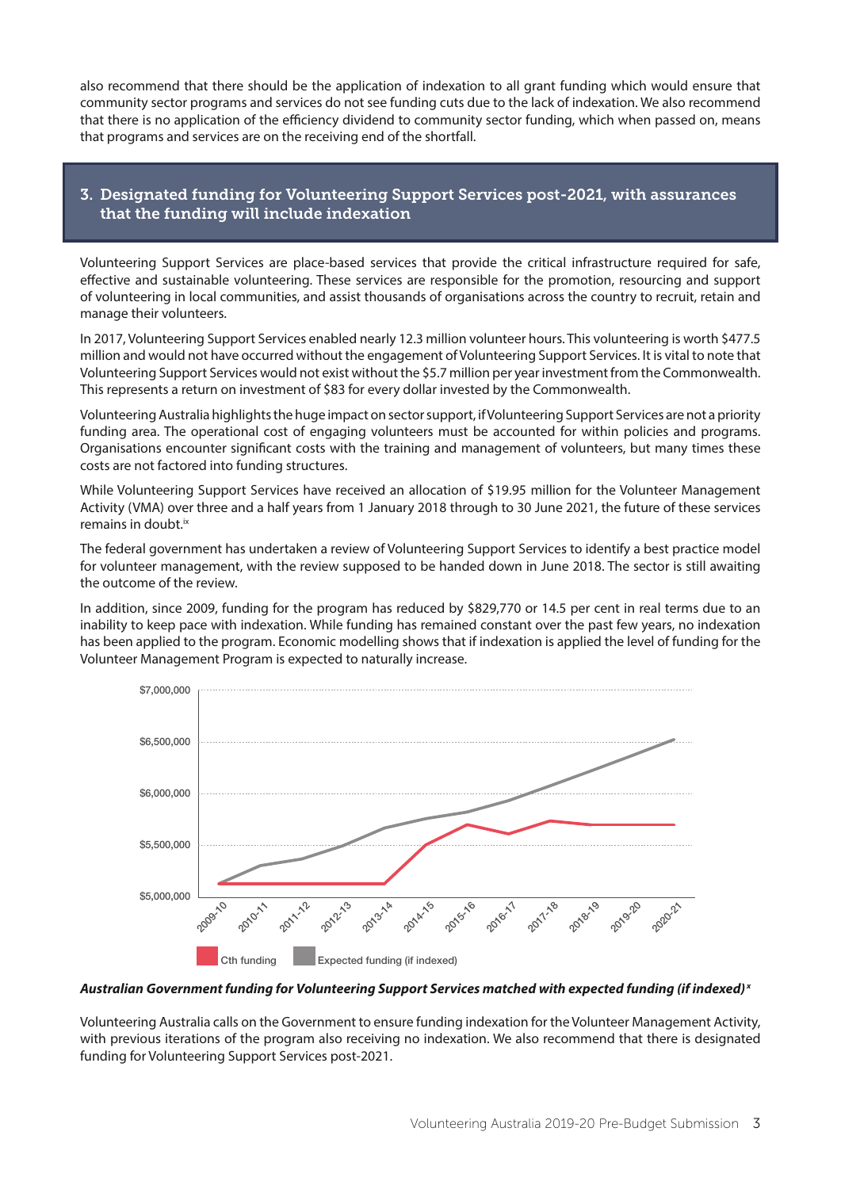also recommend that there should be the application of indexation to all grant funding which would ensure that community sector programs and services do not see funding cuts due to the lack of indexation. We also recommend that there is no application of the efficiency dividend to community sector funding, which when passed on, means that programs and services are on the receiving end of the shortfall.

## 3. Designated funding for Volunteering Support Services post-2021, with assurances that the funding will include indexation

Volunteering Support Services are place-based services that provide the critical infrastructure required for safe, effective and sustainable volunteering. These services are responsible for the promotion, resourcing and support of volunteering in local communities, and assist thousands of organisations across the country to recruit, retain and manage their volunteers.

In 2017, Volunteering Support Services enabled nearly 12.3 million volunteer hours. This volunteering is worth $477.5 million and would not have occurred without the engagement of Volunteering Support Services. It is vital to note that Volunteering Support Services would not exist without the $5.7 million per year investment from the Commonwealth. This represents a return on investment of $83 for every dollar invested by the Commonwealth.

Volunteering Australia highlights the huge impact on sector support, if Volunteering Support Services are not a priority funding area. The operational cost of engaging volunteers must be accounted for within policies and programs. Organisations encounter significant costs with the training and management of volunteers, but many times these costs are not factored into funding structures.

While Volunteering Support Services have received an allocation of $19.95 million for the Volunteer Management Activity (VMA) over three and a half years from 1 January 2018 through to 30 June 2021, the future of these services remains in doubt.[ix]

The federal government has undertaken a review of Volunteering Support Services to identify a best practice model for volunteer management, with the review supposed to be handed down in June 2018. The sector is still awaiting the outcome of the review.

In addition, since 2009, funding for the program has reduced by $829,770 or 14.5 per cent in real terms due to an inability to keep pace with indexation. While funding has remained constant over the past few years, no indexation has been applied to the program. Economic modelling shows that if indexation is applied the level of funding for the Volunteer Management Program is expected to naturally increase.

***Australian Government funding for Volunteering Support Services matched with expected funding (if indexed)***[x]

Volunteering Australia calls on the Government to ensure funding indexation for the Volunteer Management Activity, with previous iterations of the program also receiving no indexation. We also recommend that there is designated funding for Volunteering Support Services post-2021.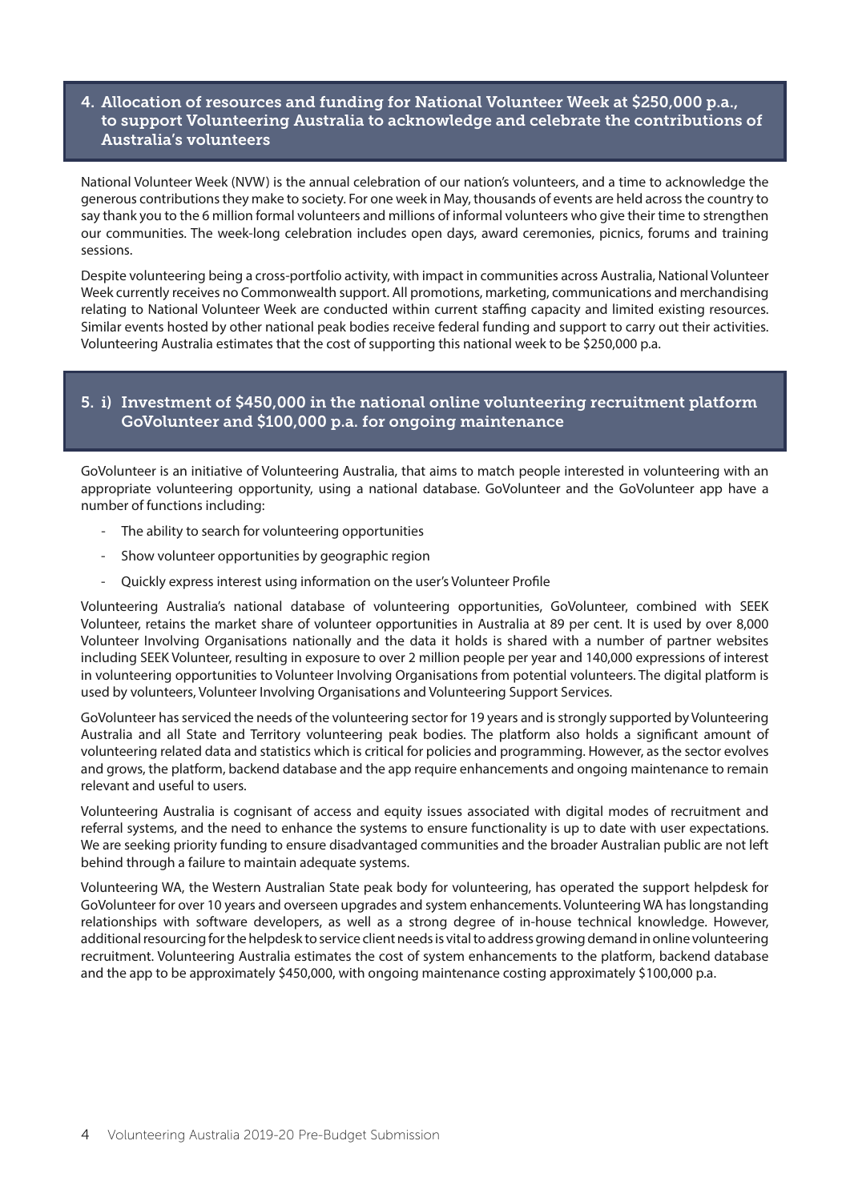## 4. Allocation of resources and funding for National Volunteer Week at $250,000 p.a., to support Volunteering Australia to acknowledge and celebrate the contributions of Australia's volunteers

National Volunteer Week (NVW) is the annual celebration of our nation's volunteers, and a time to acknowledge the generous contributions they make to society. For one week in May, thousands of events are held across the country to say thank you to the 6 million formal volunteers and millions of informal volunteers who give their time to strengthen our communities. The week-long celebration includes open days, award ceremonies, picnics, forums and training sessions.

Despite volunteering being a cross-portfolio activity, with impact in communities across Australia, National Volunteer Week currently receives no Commonwealth support. All promotions, marketing, communications and merchandising relating to National Volunteer Week are conducted within current staffing capacity and limited existing resources. Similar events hosted by other national peak bodies receive federal funding and support to carry out their activities. Volunteering Australia estimates that the cost of supporting this national week to be $250,000 p.a.

## 5. i) Investment of $450,000 in the national online volunteering recruitment platform GoVolunteer and $100,000 p.a. for ongoing maintenance

GoVolunteer is an initiative of Volunteering Australia, that aims to match people interested in volunteering with an appropriate volunteering opportunity, using a national database. GoVolunteer and the GoVolunteer app have a number of functions including:

- The ability to search for volunteering opportunities
- Show volunteer opportunities by geographic region
- Quickly express interest using information on the user's Volunteer Profile

Volunteering Australia's national database of volunteering opportunities, GoVolunteer, combined with SEEK Volunteer, retains the market share of volunteer opportunities in Australia at 89 per cent. It is used by over 8,000 Volunteer Involving Organisations nationally and the data it holds is shared with a number of partner websites including SEEK Volunteer, resulting in exposure to over 2 million people per year and 140,000 expressions of interest in volunteering opportunities to Volunteer Involving Organisations from potential volunteers. The digital platform is used by volunteers, Volunteer Involving Organisations and Volunteering Support Services.

GoVolunteer has serviced the needs of the volunteering sector for 19 years and is strongly supported by Volunteering Australia and all State and Territory volunteering peak bodies. The platform also holds a significant amount of volunteering related data and statistics which is critical for policies and programming. However, as the sector evolves and grows, the platform, backend database and the app require enhancements and ongoing maintenance to remain relevant and useful to users.

Volunteering Australia is cognisant of access and equity issues associated with digital modes of recruitment and referral systems, and the need to enhance the systems to ensure functionality is up to date with user expectations. We are seeking priority funding to ensure disadvantaged communities and the broader Australian public are not left behind through a failure to maintain adequate systems.

Volunteering WA, the Western Australian State peak body for volunteering, has operated the support helpdesk for GoVolunteer for over 10 years and overseen upgrades and system enhancements. Volunteering WA has longstanding relationships with software developers, as well as a strong degree of in-house technical knowledge. However, additional resourcing for the helpdesk to service client needs is vital to address growing demand in online volunteering recruitment. Volunteering Australia estimates the cost of system enhancements to the platform, backend database and the app to be approximately $450,000, with ongoing maintenance costing approximately $100,000 p.a.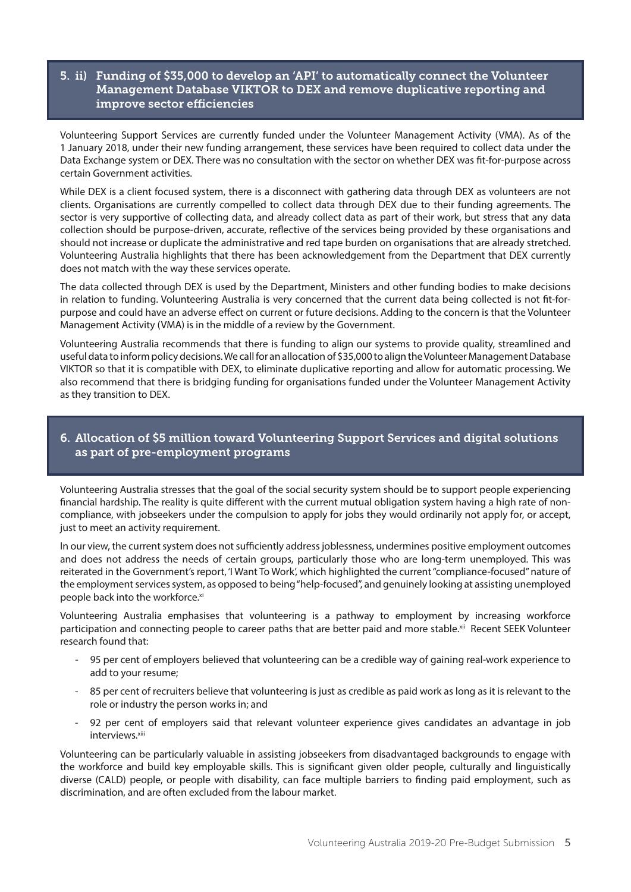## 5. ii) Funding of $35,000 to develop an 'API' to automatically connect the Volunteer Management Database VIKTOR to DEX and remove duplicative reporting and improve sector efficiencies

Volunteering Support Services are currently funded under the Volunteer Management Activity (VMA). As of the 1 January 2018, under their new funding arrangement, these services have been required to collect data under the Data Exchange system or DEX. There was no consultation with the sector on whether DEX was fit-for-purpose across certain Government activities.

While DEX is a client focused system, there is a disconnect with gathering data through DEX as volunteers are not clients. Organisations are currently compelled to collect data through DEX due to their funding agreements. The sector is very supportive of collecting data, and already collect data as part of their work, but stress that any data collection should be purpose-driven, accurate, reflective of the services being provided by these organisations and should not increase or duplicate the administrative and red tape burden on organisations that are already stretched. Volunteering Australia highlights that there has been acknowledgement from the Department that DEX currently does not match with the way these services operate.

The data collected through DEX is used by the Department, Ministers and other funding bodies to make decisions in relation to funding. Volunteering Australia is very concerned that the current data being collected is not fit-for-purpose and could have an adverse effect on current or future decisions. Adding to the concern is that the Volunteer Management Activity (VMA) is in the middle of a review by the Government.

Volunteering Australia recommends that there is funding to align our systems to provide quality, streamlined and useful data to inform policy decisions. We call for an allocation of $35,000 to align the Volunteer Management Database VIKTOR so that it is compatible with DEX, to eliminate duplicative reporting and allow for automatic processing. We also recommend that there is bridging funding for organisations funded under the Volunteer Management Activity as they transition to DEX.

## 6. Allocation of $5 million toward Volunteering Support Services and digital solutions as part of pre-employment programs

Volunteering Australia stresses that the goal of the social security system should be to support people experiencing financial hardship. The reality is quite different with the current mutual obligation system having a high rate of non-compliance, with jobseekers under the compulsion to apply for jobs they would ordinarily not apply for, or accept, just to meet an activity requirement.

In our view, the current system does not sufficiently address joblessness, undermines positive employment outcomes and does not address the needs of certain groups, particularly those who are long-term unemployed. This was reiterated in the Government's report, 'I Want To Work', which highlighted the current "compliance-focused" nature of the employment services system, as opposed to being "help-focused", and genuinely looking at assisting unemployed people back into the workforce.[xi]

Volunteering Australia emphasises that volunteering is a pathway to employment by increasing workforce participation and connecting people to career paths that are better paid and more stable.[xii] Recent SEEK Volunteer research found that:

- 95 per cent of employers believed that volunteering can be a credible way of gaining real-work experience to add to your resume;
- 85 per cent of recruiters believe that volunteering is just as credible as paid work as long as it is relevant to the role or industry the person works in; and
- 92 per cent of employers said that relevant volunteer experience gives candidates an advantage in job interviews.[xiii]

Volunteering can be particularly valuable in assisting jobseekers from disadvantaged backgrounds to engage with the workforce and build key employable skills. This is significant given older people, culturally and linguistically diverse (CALD) people, or people with disability, can face multiple barriers to finding paid employment, such as discrimination, and are often excluded from the labour market.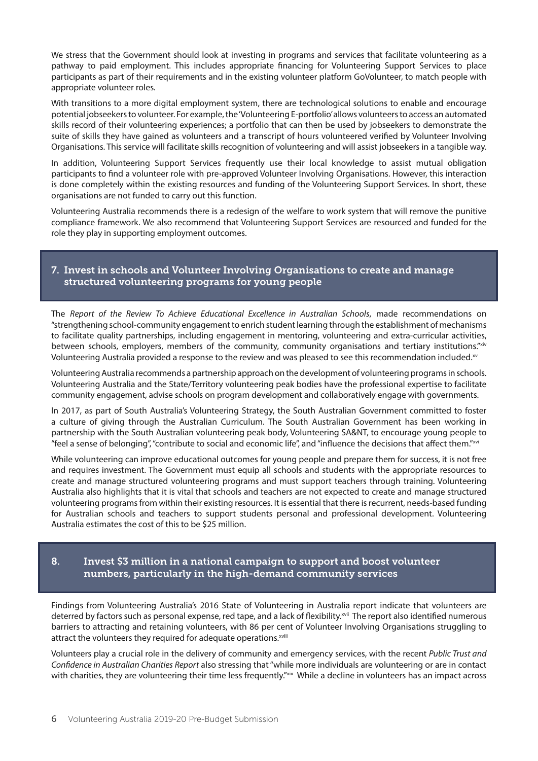We stress that the Government should look at investing in programs and services that facilitate volunteering as a pathway to paid employment. This includes appropriate financing for Volunteering Support Services to place participants as part of their requirements and in the existing volunteer platform GoVolunteer, to match people with appropriate volunteer roles.

With transitions to a more digital employment system, there are technological solutions to enable and encourage potential jobseekers to volunteer. For example, the 'Volunteering E-portfolio' allows volunteers to access an automated skills record of their volunteering experiences; a portfolio that can then be used by jobseekers to demonstrate the suite of skills they have gained as volunteers and a transcript of hours volunteered verified by Volunteer Involving Organisations. This service will facilitate skills recognition of volunteering and will assist jobseekers in a tangible way.

In addition, Volunteering Support Services frequently use their local knowledge to assist mutual obligation participants to find a volunteer role with pre-approved Volunteer Involving Organisations. However, this interaction is done completely within the existing resources and funding of the Volunteering Support Services. In short, these organisations are not funded to carry out this function.

Volunteering Australia recommends there is a redesign of the welfare to work system that will remove the punitive compliance framework. We also recommend that Volunteering Support Services are resourced and funded for the role they play in supporting employment outcomes.

## 7. Invest in schools and Volunteer Involving Organisations to create and manage structured volunteering programs for young people

The *Report of the Review To Achieve Educational Excellence in Australian Schools*, made recommendations on "strengthening school-community engagement to enrich student learning through the establishment of mechanisms to facilitate quality partnerships, including engagement in mentoring, volunteering and extra-curricular activities, between schools, employers, members of the community, community organisations and tertiary institutions."[xiv] Volunteering Australia provided a response to the review and was pleased to see this recommendation included.[xv]

Volunteering Australia recommends a partnership approach on the development of volunteering programs in schools. Volunteering Australia and the State/Territory volunteering peak bodies have the professional expertise to facilitate community engagement, advise schools on program development and collaboratively engage with governments.

In 2017, as part of South Australia's Volunteering Strategy, the South Australian Government committed to foster a culture of giving through the Australian Curriculum. The South Australian Government has been working in partnership with the South Australian volunteering peak body, Volunteering SA&NT, to encourage young people to "feel a sense of belonging", "contribute to social and economic life", and "influence the decisions that affect them."[xvi]

While volunteering can improve educational outcomes for young people and prepare them for success, it is not free and requires investment. The Government must equip all schools and students with the appropriate resources to create and manage structured volunteering programs and must support teachers through training. Volunteering Australia also highlights that it is vital that schools and teachers are not expected to create and manage structured volunteering programs from within their existing resources. It is essential that there is recurrent, needs-based funding for Australian schools and teachers to support students personal and professional development. Volunteering Australia estimates the cost of this to be $25 million.

## 8. Invest $3 million in a national campaign to support and boost volunteer numbers, particularly in the high-demand community services

Findings from Volunteering Australia's 2016 State of Volunteering in Australia report indicate that volunteers are deterred by factors such as personal expense, red tape, and a lack of flexibility.[xvii] The report also identified numerous barriers to attracting and retaining volunteers, with 86 per cent of Volunteer Involving Organisations struggling to attract the volunteers they required for adequate operations.[xviii]

Volunteers play a crucial role in the delivery of community and emergency services, with the recent *Public Trust and Confidence in Australian Charities Report* also stressing that "while more individuals are volunteering or are in contact with charities, they are volunteering their time less frequently."[xix] While a decline in volunteers has an impact across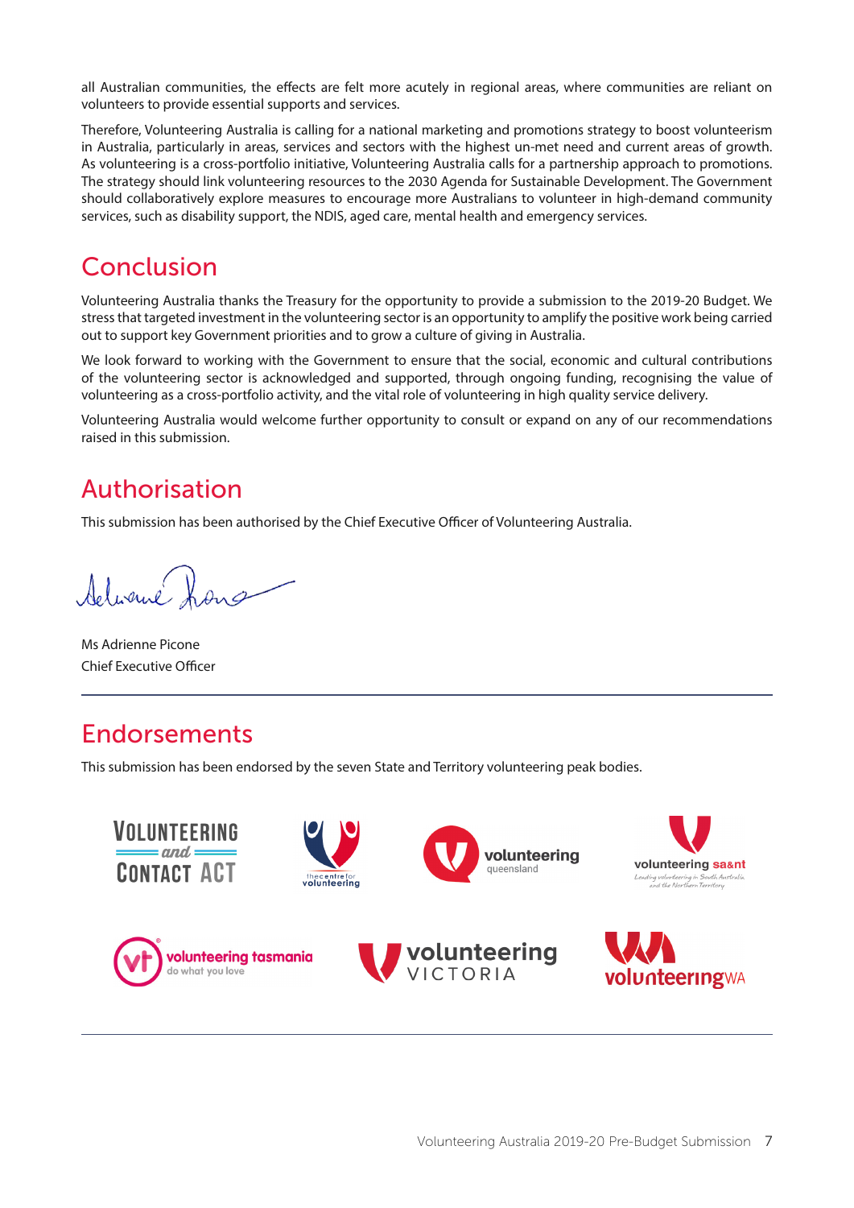all Australian communities, the effects are felt more acutely in regional areas, where communities are reliant on volunteers to provide essential supports and services.

Therefore, Volunteering Australia is calling for a national marketing and promotions strategy to boost volunteerism in Australia, particularly in areas, services and sectors with the highest un-met need and current areas of growth. As volunteering is a cross-portfolio initiative, Volunteering Australia calls for a partnership approach to promotions. The strategy should link volunteering resources to the 2030 Agenda for Sustainable Development. The Government should collaboratively explore measures to encourage more Australians to volunteer in high-demand community services, such as disability support, the NDIS, aged care, mental health and emergency services.

## Conclusion

Volunteering Australia thanks the Treasury for the opportunity to provide a submission to the 2019-20 Budget. We stress that targeted investment in the volunteering sector is an opportunity to amplify the positive work being carried out to support key Government priorities and to grow a culture of giving in Australia.

We look forward to working with the Government to ensure that the social, economic and cultural contributions of the volunteering sector is acknowledged and supported, through ongoing funding, recognising the value of volunteering as a cross-portfolio activity, and the vital role of volunteering in high quality service delivery.

Volunteering Australia would welcome further opportunity to consult or expand on any of our recommendations raised in this submission.

## Authorisation

This submission has been authorised by the Chief Executive Officer of Volunteering Australia.

Ms Adrienne Picone
Chief Executive Officer

## Endorsements

This submission has been endorsed by the seven State and Territory volunteering peak bodies.

VOLUNTEERING and CONTACT ACT

the centre for volunteering

volunteering queensland

volunteering sa&nt — Leading volunteering in South Australia and the Northern Territory

volunteering tasmania — do what you love

volunteering VICTORIA

volunteeringWA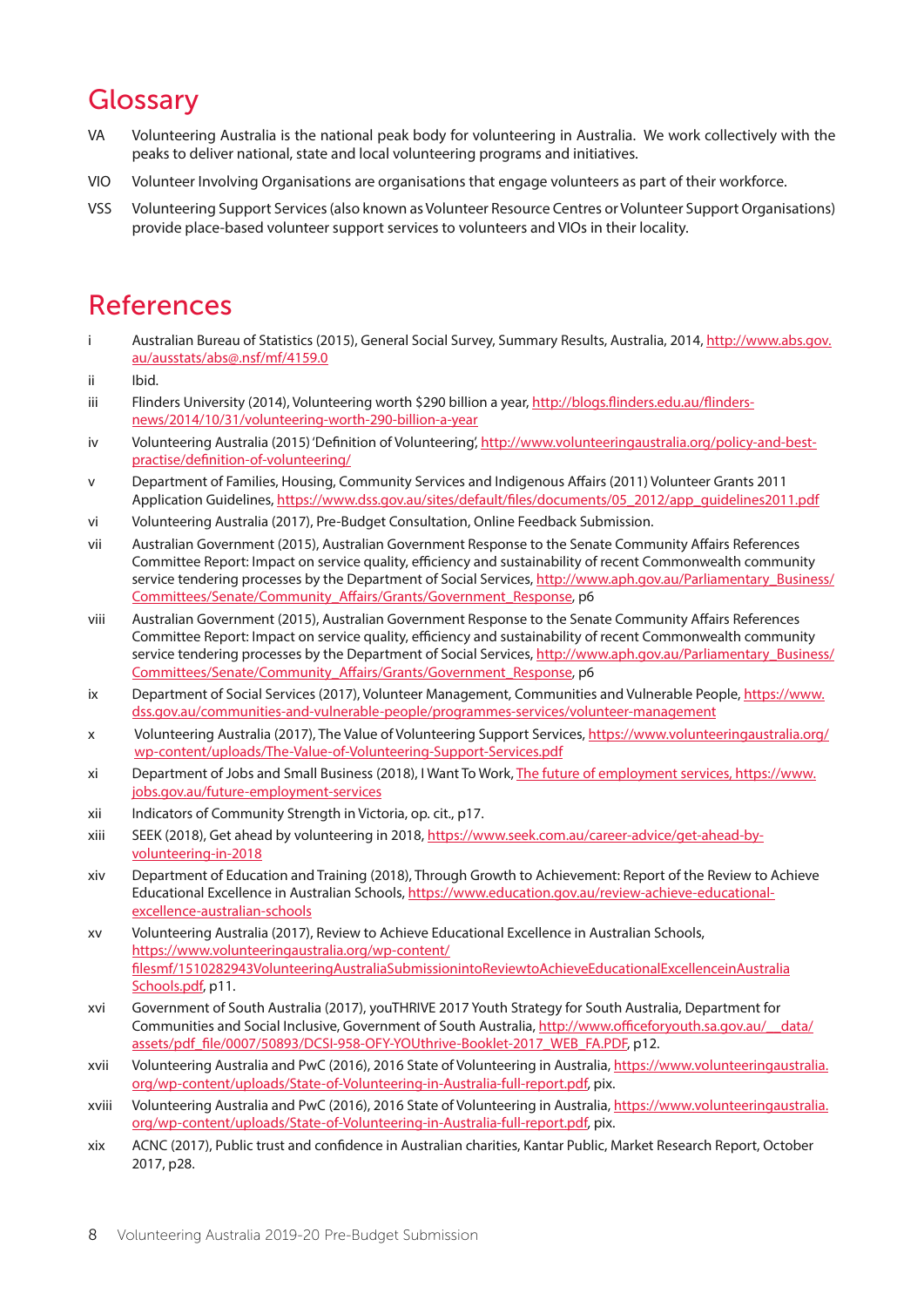# Glossary

VA Volunteering Australia is the national peak body for volunteering in Australia. We work collectively with the peaks to deliver national, state and local volunteering programs and initiatives.

VIO Volunteer Involving Organisations are organisations that engage volunteers as part of their workforce.

VSS Volunteering Support Services (also known as Volunteer Resource Centres or Volunteer Support Organisations) provide place-based volunteer support services to volunteers and VIOs in their locality.

# References

i Australian Bureau of Statistics (2015), General Social Survey, Summary Results, Australia, 2014, http://www.abs.gov.au/ausstats/abs@.nsf/mf/4159.0

ii Ibid.

iii Flinders University (2014), Volunteering worth $290 billion a year, http://blogs.flinders.edu.au/flinders-news/2014/10/31/volunteering-worth-290-billion-a-year

iv Volunteering Australia (2015) 'Definition of Volunteering', http://www.volunteeringaustralia.org/policy-and-best-practise/definition-of-volunteering/

v Department of Families, Housing, Community Services and Indigenous Affairs (2011) Volunteer Grants 2011 Application Guidelines, https://www.dss.gov.au/sites/default/files/documents/05_2012/app_guidelines2011.pdf

vi Volunteering Australia (2017), Pre-Budget Consultation, Online Feedback Submission.

vii Australian Government (2015), Australian Government Response to the Senate Community Affairs References Committee Report: Impact on service quality, efficiency and sustainability of recent Commonwealth community service tendering processes by the Department of Social Services, http://www.aph.gov.au/Parliamentary_Business/Committees/Senate/Community_Affairs/Grants/Government_Response, p6

viii Australian Government (2015), Australian Government Response to the Senate Community Affairs References Committee Report: Impact on service quality, efficiency and sustainability of recent Commonwealth community service tendering processes by the Department of Social Services, http://www.aph.gov.au/Parliamentary_Business/Committees/Senate/Community_Affairs/Grants/Government_Response, p6

ix Department of Social Services (2017), Volunteer Management, Communities and Vulnerable People, https://www.dss.gov.au/communities-and-vulnerable-people/programmes-services/volunteer-management

x Volunteering Australia (2017), The Value of Volunteering Support Services, https://www.volunteeringaustralia.org/wp-content/uploads/The-Value-of-Volunteering-Support-Services.pdf

xi Department of Jobs and Small Business (2018), I Want To Work, The future of employment services, https://www.jobs.gov.au/future-employment-services

xii Indicators of Community Strength in Victoria, op. cit., p17.

xiii SEEK (2018), Get ahead by volunteering in 2018, https://www.seek.com.au/career-advice/get-ahead-by-volunteering-in-2018

xiv Department of Education and Training (2018), Through Growth to Achievement: Report of the Review to Achieve Educational Excellence in Australian Schools, https://www.education.gov.au/review-achieve-educational-excellence-australian-schools

xv Volunteering Australia (2017), Review to Achieve Educational Excellence in Australian Schools, https://www.volunteeringaustralia.org/wp-content/filesmf/1510282943VolunteeringAustraliaSubmissionintoReviewtoAchieveEducationalExcellenceinAustraliaSchools.pdf, p11.

xvi Government of South Australia (2017), youTHRIVE 2017 Youth Strategy for South Australia, Department for Communities and Social Inclusive, Government of South Australia, http://www.officeforyouth.sa.gov.au/__data/assets/pdf_file/0007/50893/DCSI-958-OFY-YOUthrive-Booklet-2017_WEB_FA.PDF, p12.

xvii Volunteering Australia and PwC (2016), 2016 State of Volunteering in Australia, https://www.volunteeringaustralia.org/wp-content/uploads/State-of-Volunteering-in-Australia-full-report.pdf, pix.

xviii Volunteering Australia and PwC (2016), 2016 State of Volunteering in Australia, https://www.volunteeringaustralia.org/wp-content/uploads/State-of-Volunteering-in-Australia-full-report.pdf, pix.

xix ACNC (2017), Public trust and confidence in Australian charities, Kantar Public, Market Research Report, October 2017, p28.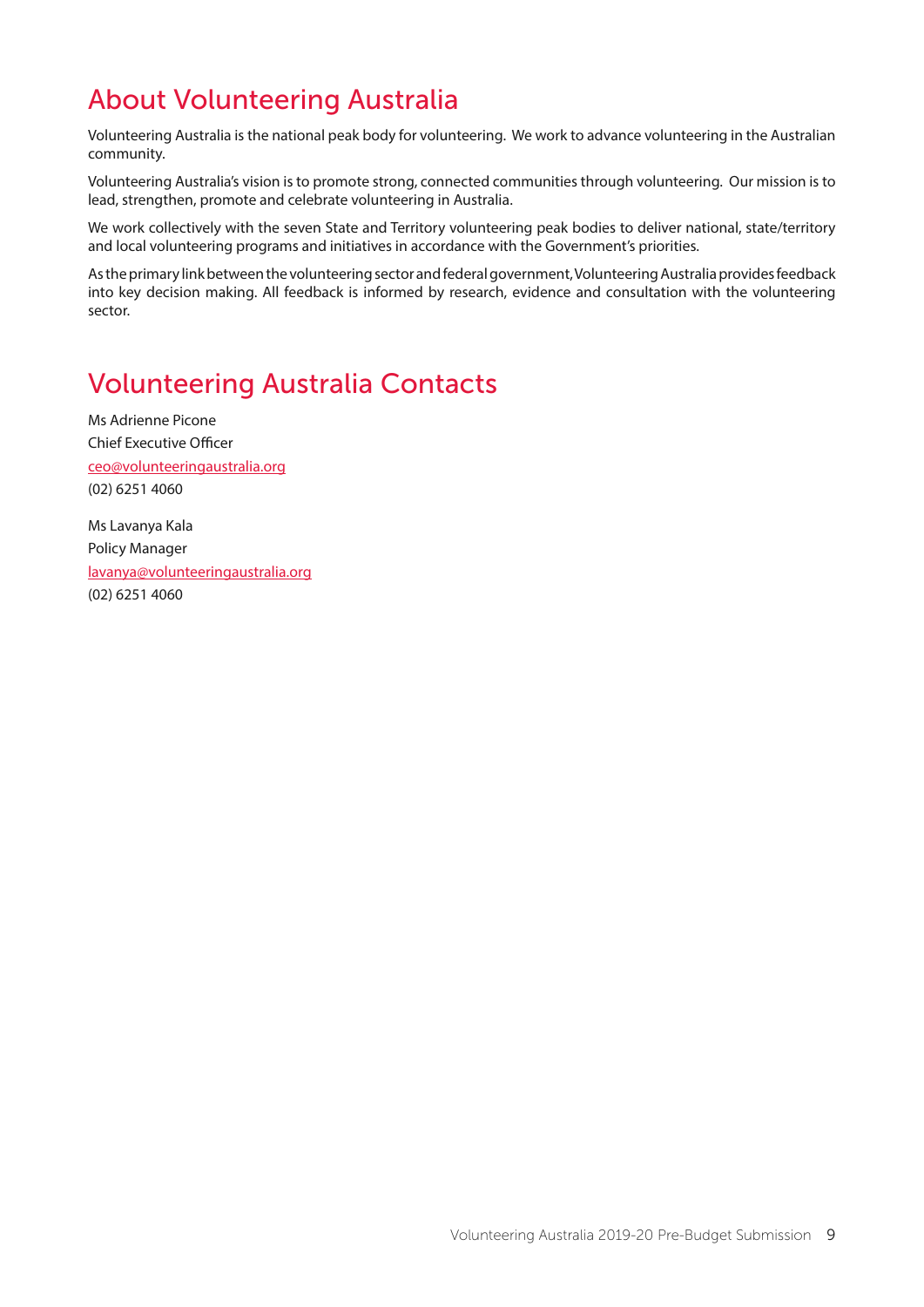## About Volunteering Australia

Volunteering Australia is the national peak body for volunteering. We work to advance volunteering in the Australian community.

Volunteering Australia's vision is to promote strong, connected communities through volunteering. Our mission is to lead, strengthen, promote and celebrate volunteering in Australia.

We work collectively with the seven State and Territory volunteering peak bodies to deliver national, state/territory and local volunteering programs and initiatives in accordance with the Government's priorities.

As the primary link between the volunteering sector and federal government, Volunteering Australia provides feedback into key decision making. All feedback is informed by research, evidence and consultation with the volunteering sector.

## Volunteering Australia Contacts

Ms Adrienne Picone
Chief Executive Officer
ceo@volunteeringaustralia.org
(02) 6251 4060

Ms Lavanya Kala
Policy Manager
lavanya@volunteeringaustralia.org
(02) 6251 4060